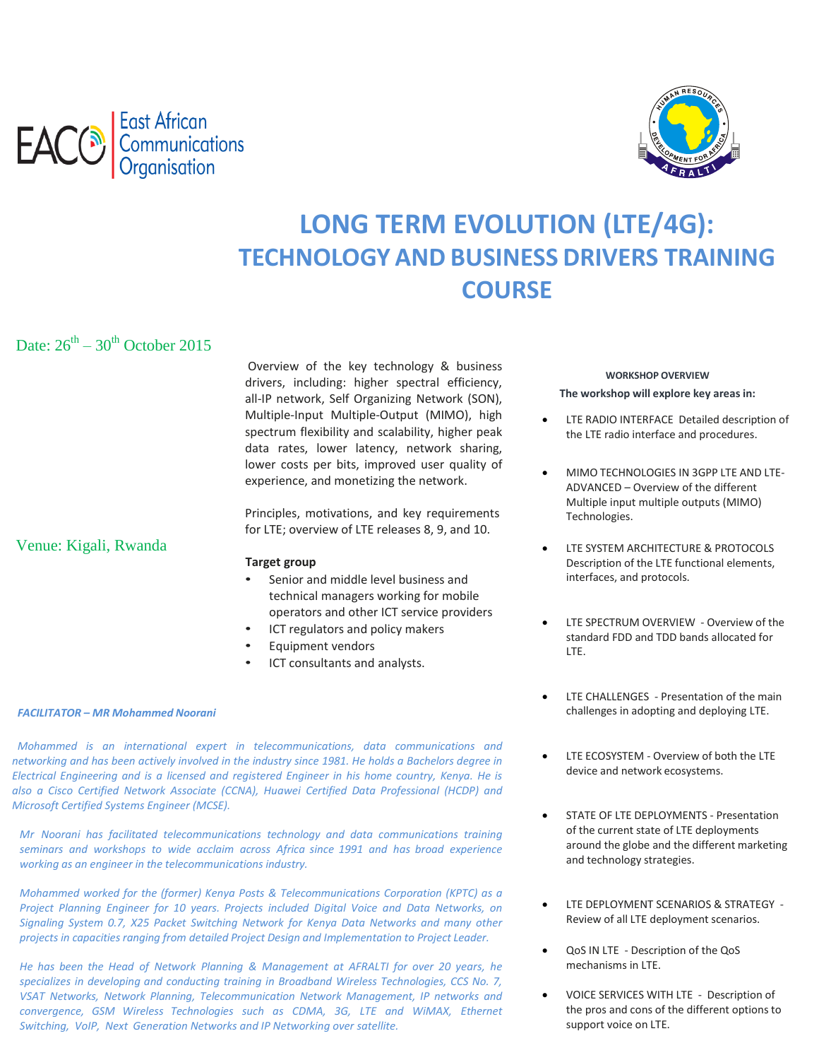East African Communications Organisation

# LONG TERM EVOLUTION (LTE/4G): TECHNOLOGY AND BUSINESS DRIVERS TRAINING COURSE

Date: 26th – 30th October 2015

Venue: Kigali, Rwanda

Overview of the key technology & business drivers, including: higher spectral efficiency, all-IP network, Self Organizing Network (SON), Multiple-Input Multiple-Output (MIMO), high spectrum flexibility and scalability, higher peak data rates, lower latency, network sharing, lower costs per bits, improved user quality of experience, and monetizing the network.

Principles, motivations, and key requirements for LTE; overview of LTE releases 8, 9, and 10.

**Target group**

- Senior and middle level business and technical managers working for mobile operators and other ICT service providers
- ICT regulators and policy makers
- Equipment vendors
- ICT consultants and analysts.

***FACILITATOR – MR Mohammed Noorani***

*Mohammed is an international expert in telecommunications, data communications and networking and has been actively involved in the industry since 1981. He holds a Bachelors degree in Electrical Engineering and is a licensed and registered Engineer in his home country, Kenya. He is also a Cisco Certified Network Associate (CCNA), Huawei Certified Data Professional (HCDP) and Microsoft Certified Systems Engineer (MCSE).*

*Mr Noorani has facilitated telecommunications technology and data communications training seminars and workshops to wide acclaim across Africa since 1991 and has broad experience working as an engineer in the telecommunications industry.*

*Mohammed worked for the (former) Kenya Posts & Telecommunications Corporation (KPTC) as a Project Planning Engineer for 10 years. Projects included Digital Voice and Data Networks, on Signaling System 0.7, X25 Packet Switching Network for Kenya Data Networks and many other projects in capacities ranging from detailed Project Design and Implementation to Project Leader.*

*He has been the Head of Network Planning & Management at AFRALTI for over 20 years, he specializes in developing and conducting training in Broadband Wireless Technologies, CCS No. 7, VSAT Networks, Network Planning, Telecommunication Network Management, IP networks and convergence, GSM Wireless Technologies such as CDMA, 3G, LTE and WiMAX, Ethernet Switching, VoIP, Next Generation Networks and IP Networking over satellite.*

**WORKSHOP OVERVIEW**

**The workshop will explore key areas in:**

- LTE RADIO INTERFACE Detailed description of the LTE radio interface and procedures.
- MIMO TECHNOLOGIES IN 3GPP LTE AND LTE-ADVANCED – Overview of the different Multiple input multiple outputs (MIMO) Technologies.
- LTE SYSTEM ARCHITECTURE & PROTOCOLS Description of the LTE functional elements, interfaces, and protocols.
- LTE SPECTRUM OVERVIEW - Overview of the standard FDD and TDD bands allocated for LTE.
- LTE CHALLENGES - Presentation of the main challenges in adopting and deploying LTE.
- LTE ECOSYSTEM - Overview of both the LTE device and network ecosystems.
- STATE OF LTE DEPLOYMENTS - Presentation of the current state of LTE deployments around the globe and the different marketing and technology strategies.
- LTE DEPLOYMENT SCENARIOS & STRATEGY - Review of all LTE deployment scenarios.
- QoS IN LTE - Description of the QoS mechanisms in LTE.
- VOICE SERVICES WITH LTE - Description of the pros and cons of the different options to support voice on LTE.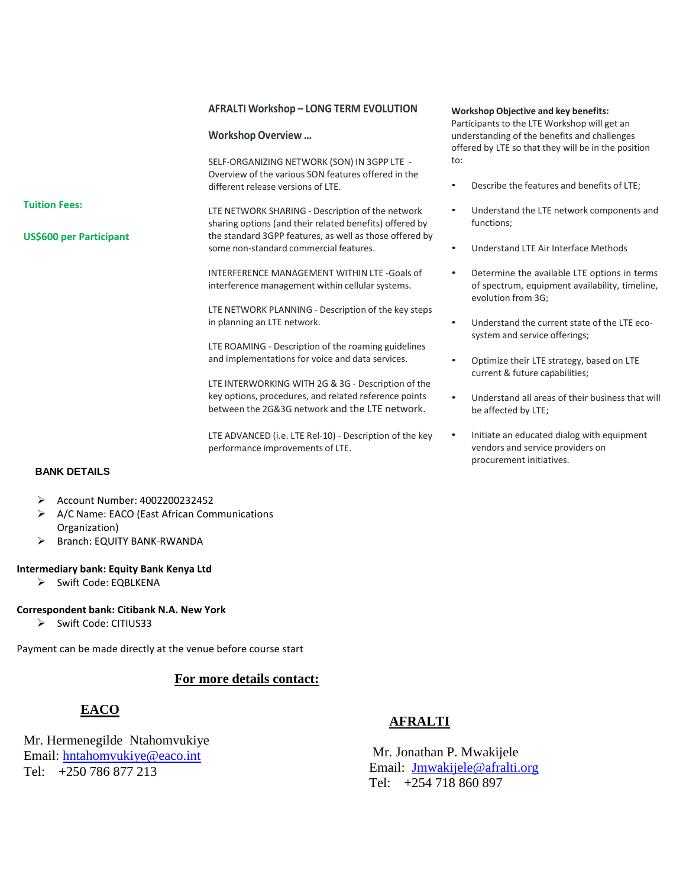**Tuition Fees:**

**US$600 per Participant**

## AFRALTI Workshop – LONG TERM EVOLUTION

### Workshop Overview …

SELF-ORGANIZING NETWORK (SON) IN 3GPP LTE - Overview of the various SON features offered in the different release versions of LTE.

LTE NETWORK SHARING - Description of the network sharing options (and their related benefits) offered by the standard 3GPP features, as well as those offered by some non-standard commercial features.

INTERFERENCE MANAGEMENT WITHIN LTE -Goals of interference management within cellular systems.

LTE NETWORK PLANNING - Description of the key steps in planning an LTE network.

LTE ROAMING - Description of the roaming guidelines and implementations for voice and data services.

LTE INTERWORKING WITH 2G & 3G - Description of the key options, procedures, and related reference points between the 2G&3G network and the LTE network.

LTE ADVANCED (i.e. LTE Rel-10) - Description of the key performance improvements of LTE.

**Workshop Objective and key benefits:**

Participants to the LTE Workshop will get an understanding of the benefits and challenges offered by LTE so that they will be in the position to:

- Describe the features and benefits of LTE;
- Understand the LTE network components and functions;
- Understand LTE Air Interface Methods
- Determine the available LTE options in terms of spectrum, equipment availability, timeline, evolution from 3G;
- Understand the current state of the LTE eco-system and service offerings;
- Optimize their LTE strategy, based on LTE current & future capabilities;
- Understand all areas of their business that will be affected by LTE;
- Initiate an educated dialog with equipment vendors and service providers on procurement initiatives.

**BANK DETAILS**

- Account Number: 4002200232452
- A/C Name: EACO (East African Communications Organization)
- Branch: EQUITY BANK-RWANDA

**Intermediary bank: Equity Bank Kenya Ltd**

- Swift Code: EQBLKENA

**Correspondent bank: Citibank N.A. New York**

- Swift Code: CITIUS33

Payment can be made directly at the venue before course start

**For more details contact:**

**EACO**

Mr. Hermenegilde Ntahomvukiye
Email: hntahomvukiye@eaco.int
Tel: +250 786 877 213

**AFRALTI**

Mr. Jonathan P. Mwakijele
Email: Jmwakijele@afralti.org
Tel: +254 718 860 897